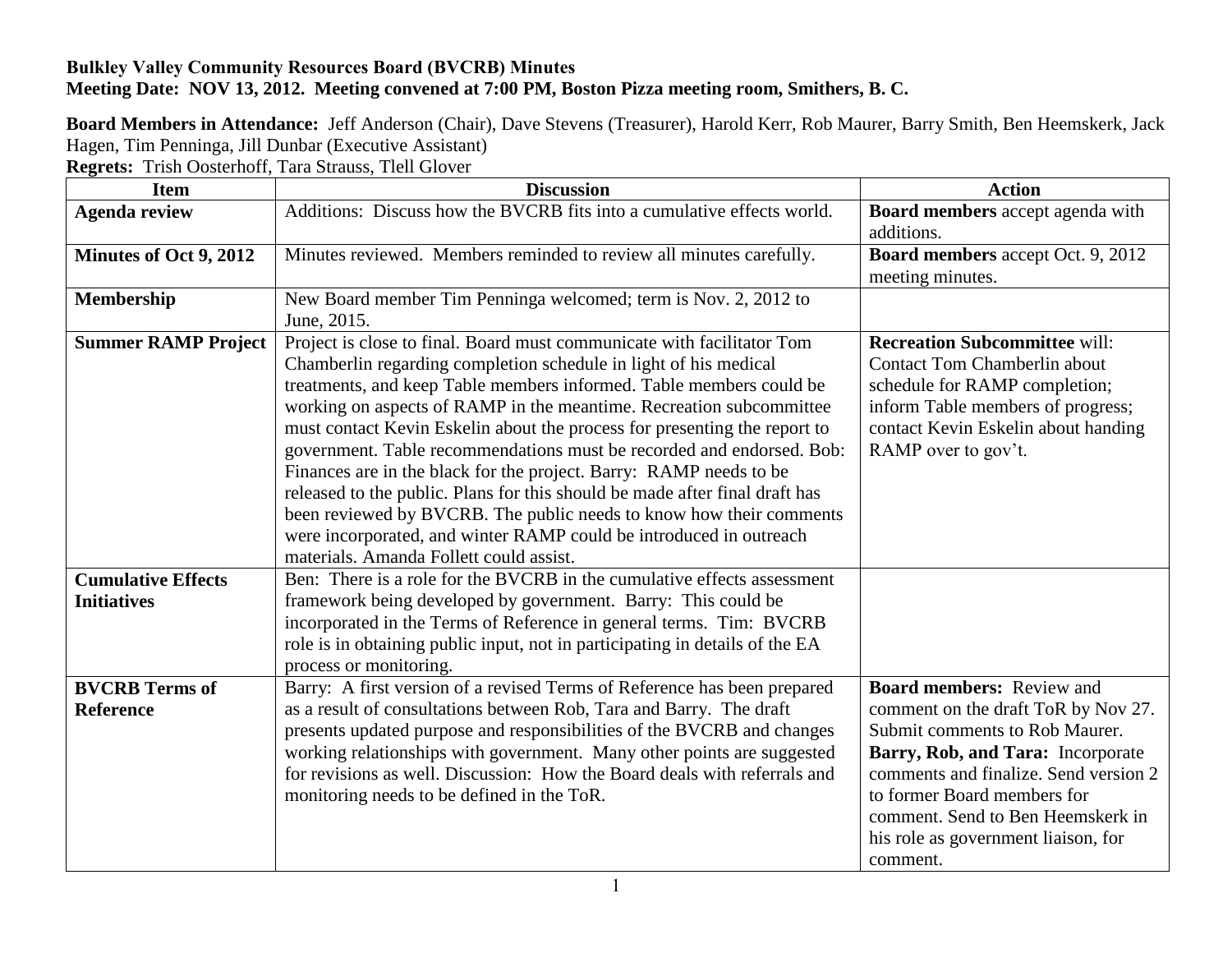**Bulkley Valley Community Resources Board (BVCRB) Minutes**
**Meeting Date: NOV 13, 2012. Meeting convened at 7:00 PM, Boston Pizza meeting room, Smithers, B. C.**

**Board Members in Attendance:** Jeff Anderson (Chair), Dave Stevens (Treasurer), Harold Kerr, Rob Maurer, Barry Smith, Ben Heemskerk, Jack Hagen, Tim Penninga, Jill Dunbar (Executive Assistant)
**Regrets:** Trish Oosterhoff, Tara Strauss, Tlell Glover

| Item | Discussion | Action |
|---|---|---|
| **Agenda review** | Additions: Discuss how the BVCRB fits into a cumulative effects world. | **Board members** accept agenda with additions. |
| **Minutes of Oct 9, 2012** | Minutes reviewed. Members reminded to review all minutes carefully. | **Board members** accept Oct. 9, 2012 meeting minutes. |
| **Membership** | New Board member Tim Penninga welcomed; term is Nov. 2, 2012 to June, 2015. | |
| **Summer RAMP Project** | Project is close to final. Board must communicate with facilitator Tom Chamberlin regarding completion schedule in light of his medical treatments, and keep Table members informed. Table members could be working on aspects of RAMP in the meantime. Recreation subcommittee must contact Kevin Eskelin about the process for presenting the report to government. Table recommendations must be recorded and endorsed. Bob: Finances are in the black for the project. Barry: RAMP needs to be released to the public. Plans for this should be made after final draft has been reviewed by BVCRB. The public needs to know how their comments were incorporated, and winter RAMP could be introduced in outreach materials. Amanda Follett could assist. | **Recreation Subcommittee** will: Contact Tom Chamberlin about schedule for RAMP completion; inform Table members of progress; contact Kevin Eskelin about handing RAMP over to gov't. |
| **Cumulative Effects Initiatives** | Ben: There is a role for the BVCRB in the cumulative effects assessment framework being developed by government. Barry: This could be incorporated in the Terms of Reference in general terms. Tim: BVCRB role is in obtaining public input, not in participating in details of the EA process or monitoring. | |
| **BVCRB Terms of Reference** | Barry: A first version of a revised Terms of Reference has been prepared as a result of consultations between Rob, Tara and Barry. The draft presents updated purpose and responsibilities of the BVCRB and changes working relationships with government. Many other points are suggested for revisions as well. Discussion: How the Board deals with referrals and monitoring needs to be defined in the ToR. | **Board members:** Review and comment on the draft ToR by Nov 27. Submit comments to Rob Maurer. **Barry, Rob, and Tara:** Incorporate comments and finalize. Send version 2 to former Board members for comment. Send to Ben Heemskerk in his role as government liaison, for comment. |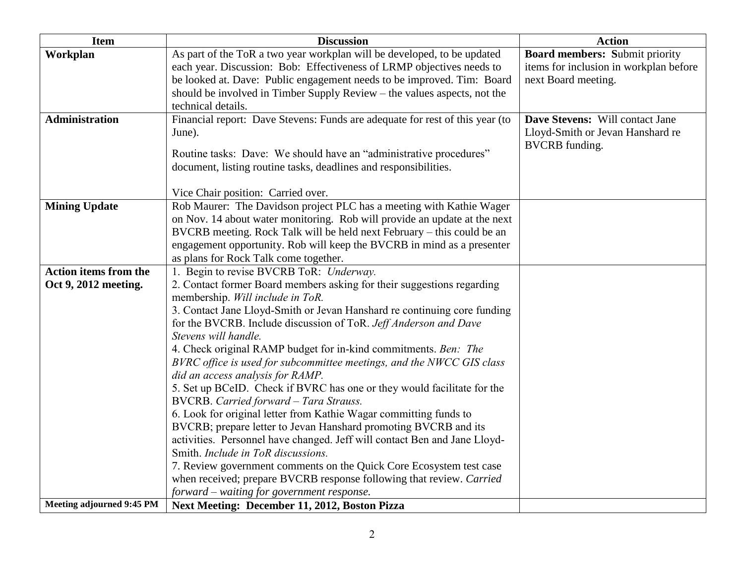| Item | Discussion | Action |
|---|---|---|
| **Workplan** | As part of the ToR a two year workplan will be developed, to be updated each year. Discussion: Bob: Effectiveness of LRMP objectives needs to be looked at. Dave: Public engagement needs to be improved. Tim: Board should be involved in Timber Supply Review – the values aspects, not the technical details. | **Board members: S**ubmit priority items for inclusion in workplan before next Board meeting. |
| **Administration** | Financial report: Dave Stevens: Funds are adequate for rest of this year (to June).<br><br>Routine tasks: Dave: We should have an "administrative procedures" document, listing routine tasks, deadlines and responsibilities.<br><br>Vice Chair position: Carried over. | **Dave Stevens:** Will contact Jane Lloyd-Smith or Jevan Hanshard re BVCRB funding. |
| **Mining Update** | Rob Maurer: The Davidson project PLC has a meeting with Kathie Wager on Nov. 14 about water monitoring. Rob will provide an update at the next BVCRB meeting. Rock Talk will be held next February – this could be an engagement opportunity. Rob will keep the BVCRB in mind as a presenter as plans for Rock Talk come together. | |
| **Action items from the Oct 9, 2012 meeting.** | 1. Begin to revise BVCRB ToR: *Underway.*<br>2. Contact former Board members asking for their suggestions regarding membership. *Will include in ToR.*<br>3. Contact Jane Lloyd-Smith or Jevan Hanshard re continuing core funding for the BVCRB. Include discussion of ToR. *Jeff Anderson and Dave Stevens will handle.*<br>4. Check original RAMP budget for in-kind commitments. *Ben: The BVRC office is used for subcommittee meetings, and the NWCC GIS class did an access analysis for RAMP.*<br>5. Set up BCeID. Check if BVRC has one or they would facilitate for the BVCRB. *Carried forward – Tara Strauss.*<br>6. Look for original letter from Kathie Wagar committing funds to BVCRB; prepare letter to Jevan Hanshard promoting BVCRB and its activities. Personnel have changed. Jeff will contact Ben and Jane Lloyd-Smith. *Include in ToR discussions.*<br>7. Review government comments on the Quick Core Ecosystem test case when received; prepare BVCRB response following that review. *Carried forward – waiting for government response.* | |
| **Meeting adjourned 9:45 PM** | **Next Meeting: December 11, 2012, Boston Pizza** | |